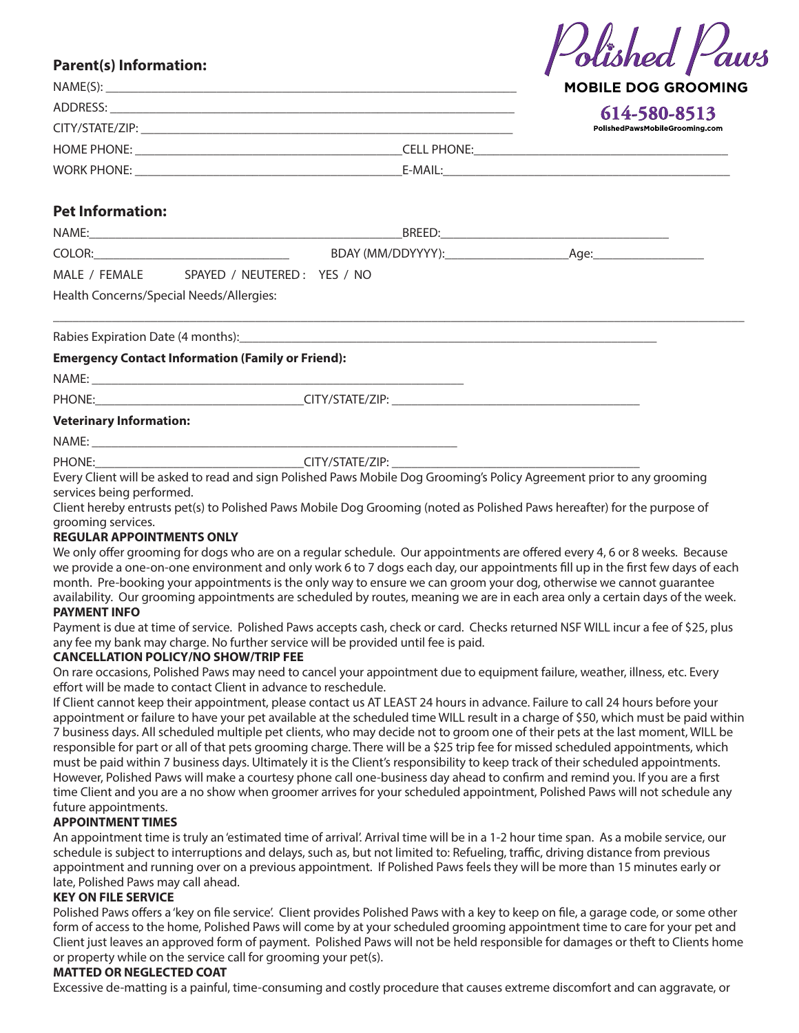# Polished Paws

**MOBILE DOG GROOMING**

**614-580-8513**

PolishedPawsMobileGrooming.com

## Parent(s) Information:

NAME(S): ____________________________________________

ADDRESS: ____________________________________________

CITY/STATE/ZIP: ____________________________________________

HOME PHONE: ______________________________ CELL PHONE: ______________________________

WORK PHONE: ______________________________ E-MAIL: ______________________________

## Pet Information:

NAME: ______________________________ BREED: ______________________________

COLOR: ____________________ BDAY (MM/DDYYYY): ____________________ Age: ____________

MALE / FEMALE SPAYED / NEUTERED : YES / NO

Health Concerns/Special Needs/Allergies:

______________________________________________________________________________

Rabies Expiration Date (4 months): ____________________________________________

**Emergency Contact Information (Family or Friend):**

NAME: ____________________________________________

PHONE: ______________________________ CITY/STATE/ZIP: ______________________________

**Veterinary Information:**

NAME: ____________________________________________

PHONE: ______________________________ CITY/STATE/ZIP: ______________________________

Every Client will be asked to read and sign Polished Paws Mobile Dog Grooming's Policy Agreement prior to any grooming services being performed.

Client hereby entrusts pet(s) to Polished Paws Mobile Dog Grooming (noted as Polished Paws hereafter) for the purpose of grooming services.

**REGULAR APPOINTMENTS ONLY**

We only offer grooming for dogs who are on a regular schedule. Our appointments are offered every 4, 6 or 8 weeks. Because we provide a one-on-one environment and only work 6 to 7 dogs each day, our appointments fill up in the first few days of each month. Pre-booking your appointments is the only way to ensure we can groom your dog, otherwise we cannot guarantee availability. Our grooming appointments are scheduled by routes, meaning we are in each area only a certain days of the week.

**PAYMENT INFO**

Payment is due at time of service. Polished Paws accepts cash, check or card. Checks returned NSF WILL incur a fee of $25, plus any fee my bank may charge. No further service will be provided until fee is paid.

**CANCELLATION POLICY/NO SHOW/TRIP FEE**

On rare occasions, Polished Paws may need to cancel your appointment due to equipment failure, weather, illness, etc. Every effort will be made to contact Client in advance to reschedule.

If Client cannot keep their appointment, please contact us AT LEAST 24 hours in advance. Failure to call 24 hours before your appointment or failure to have your pet available at the scheduled time WILL result in a charge of $50, which must be paid within 7 business days. All scheduled multiple pet clients, who may decide not to groom one of their pets at the last moment, WILL be responsible for part or all of that pets grooming charge. There will be a $25 trip fee for missed scheduled appointments, which must be paid within 7 business days. Ultimately it is the Client's responsibility to keep track of their scheduled appointments. However, Polished Paws will make a courtesy phone call one-business day ahead to confirm and remind you. If you are a first time Client and you are a no show when groomer arrives for your scheduled appointment, Polished Paws will not schedule any future appointments.

**APPOINTMENT TIMES**

An appointment time is truly an 'estimated time of arrival'. Arrival time will be in a 1-2 hour time span. As a mobile service, our schedule is subject to interruptions and delays, such as, but not limited to: Refueling, traffic, driving distance from previous appointment and running over on a previous appointment. If Polished Paws feels they will be more than 15 minutes early or late, Polished Paws may call ahead.

**KEY ON FILE SERVICE**

Polished Paws offers a 'key on file service'. Client provides Polished Paws with a key to keep on file, a garage code, or some other form of access to the home, Polished Paws will come by at your scheduled grooming appointment time to care for your pet and Client just leaves an approved form of payment. Polished Paws will not be held responsible for damages or theft to Clients home or property while on the service call for grooming your pet(s).

**MATTED OR NEGLECTED COAT**

Excessive de-matting is a painful, time-consuming and costly procedure that causes extreme discomfort and can aggravate, or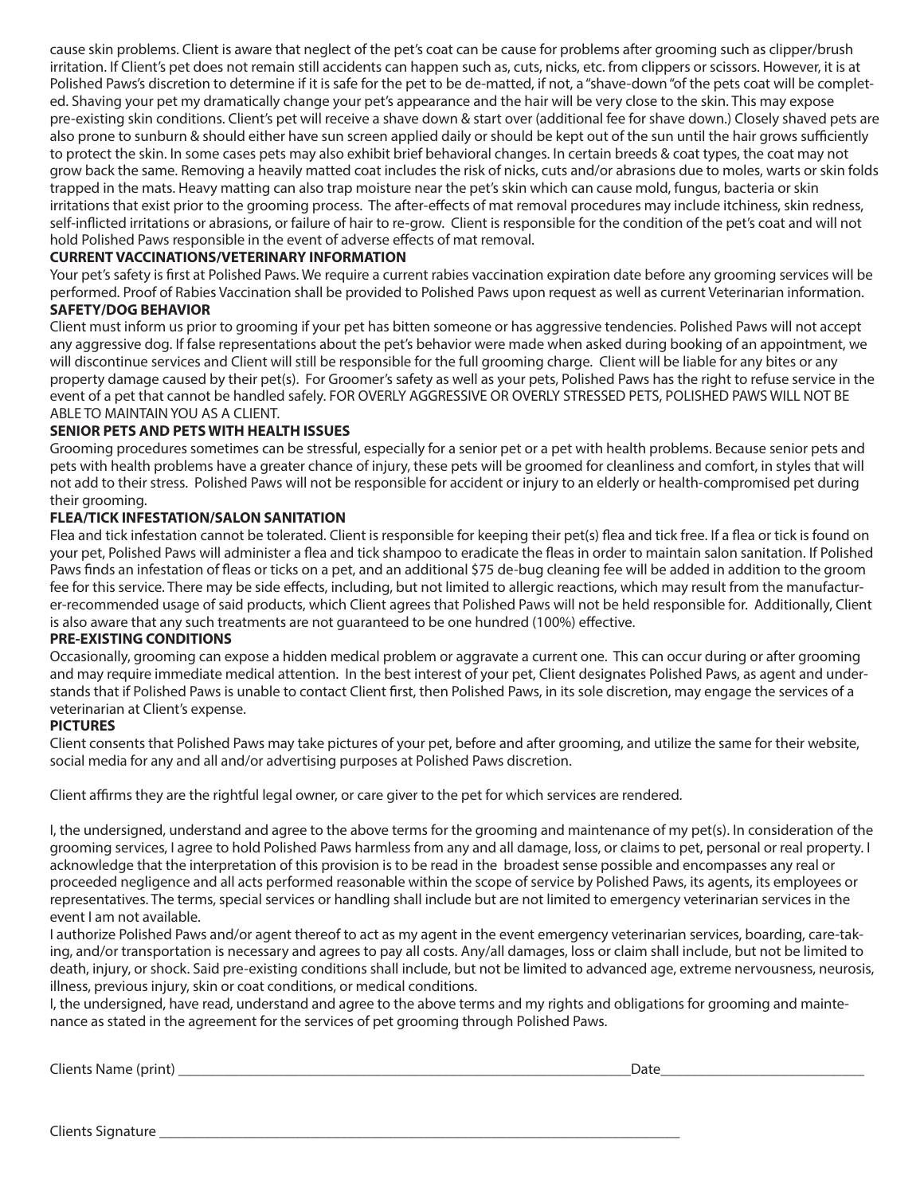cause skin problems. Client is aware that neglect of the pet's coat can be cause for problems after grooming such as clipper/brush irritation. If Client's pet does not remain still accidents can happen such as, cuts, nicks, etc. from clippers or scissors. However, it is at Polished Paws's discretion to determine if it is safe for the pet to be de-matted, if not, a "shave-down "of the pets coat will be completed. Shaving your pet my dramatically change your pet's appearance and the hair will be very close to the skin. This may expose pre-existing skin conditions. Client's pet will receive a shave down & start over (additional fee for shave down.) Closely shaved pets are also prone to sunburn & should either have sun screen applied daily or should be kept out of the sun until the hair grows sufficiently to protect the skin. In some cases pets may also exhibit brief behavioral changes. In certain breeds & coat types, the coat may not grow back the same. Removing a heavily matted coat includes the risk of nicks, cuts and/or abrasions due to moles, warts or skin folds trapped in the mats. Heavy matting can also trap moisture near the pet's skin which can cause mold, fungus, bacteria or skin irritations that exist prior to the grooming process. The after-effects of mat removal procedures may include itchiness, skin redness, self-inflicted irritations or abrasions, or failure of hair to re-grow. Client is responsible for the condition of the pet's coat and will not hold Polished Paws responsible in the event of adverse effects of mat removal.

**CURRENT VACCINATIONS/VETERINARY INFORMATION**

Your pet's safety is first at Polished Paws. We require a current rabies vaccination expiration date before any grooming services will be performed. Proof of Rabies Vaccination shall be provided to Polished Paws upon request as well as current Veterinarian information.

**SAFETY/DOG BEHAVIOR**

Client must inform us prior to grooming if your pet has bitten someone or has aggressive tendencies. Polished Paws will not accept any aggressive dog. If false representations about the pet's behavior were made when asked during booking of an appointment, we will discontinue services and Client will still be responsible for the full grooming charge. Client will be liable for any bites or any property damage caused by their pet(s). For Groomer's safety as well as your pets, Polished Paws has the right to refuse service in the event of a pet that cannot be handled safely. FOR OVERLY AGGRESSIVE OR OVERLY STRESSED PETS, POLISHED PAWS WILL NOT BE ABLE TO MAINTAIN YOU AS A CLIENT.

**SENIOR PETS AND PETS WITH HEALTH ISSUES**

Grooming procedures sometimes can be stressful, especially for a senior pet or a pet with health problems. Because senior pets and pets with health problems have a greater chance of injury, these pets will be groomed for cleanliness and comfort, in styles that will not add to their stress. Polished Paws will not be responsible for accident or injury to an elderly or health-compromised pet during their grooming.

**FLEA/TICK INFESTATION/SALON SANITATION**

Flea and tick infestation cannot be tolerated. Client is responsible for keeping their pet(s) flea and tick free. If a flea or tick is found on your pet, Polished Paws will administer a flea and tick shampoo to eradicate the fleas in order to maintain salon sanitation. If Polished Paws finds an infestation of fleas or ticks on a pet, and an additional $75 de-bug cleaning fee will be added in addition to the groom fee for this service. There may be side effects, including, but not limited to allergic reactions, which may result from the manufacturer-recommended usage of said products, which Client agrees that Polished Paws will not be held responsible for. Additionally, Client is also aware that any such treatments are not guaranteed to be one hundred (100%) effective.

**PRE-EXISTING CONDITIONS**

Occasionally, grooming can expose a hidden medical problem or aggravate a current one. This can occur during or after grooming and may require immediate medical attention. In the best interest of your pet, Client designates Polished Paws, as agent and understands that if Polished Paws is unable to contact Client first, then Polished Paws, in its sole discretion, may engage the services of a veterinarian at Client's expense.

**PICTURES**

Client consents that Polished Paws may take pictures of your pet, before and after grooming, and utilize the same for their website, social media for any and all and/or advertising purposes at Polished Paws discretion.

Client affirms they are the rightful legal owner, or care giver to the pet for which services are rendered.

I, the undersigned, understand and agree to the above terms for the grooming and maintenance of my pet(s). In consideration of the grooming services, I agree to hold Polished Paws harmless from any and all damage, loss, or claims to pet, personal or real property. I acknowledge that the interpretation of this provision is to be read in the broadest sense possible and encompasses any real or proceeded negligence and all acts performed reasonable within the scope of service by Polished Paws, its agents, its employees or representatives. The terms, special services or handling shall include but are not limited to emergency veterinarian services in the event I am not available.

I authorize Polished Paws and/or agent thereof to act as my agent in the event emergency veterinarian services, boarding, care-taking, and/or transportation is necessary and agrees to pay all costs. Any/all damages, loss or claim shall include, but not be limited to death, injury, or shock. Said pre-existing conditions shall include, but not be limited to advanced age, extreme nervousness, neurosis, illness, previous injury, skin or coat conditions, or medical conditions.

I, the undersigned, have read, understand and agree to the above terms and my rights and obligations for grooming and maintenance as stated in the agreement for the services of pet grooming through Polished Paws.

Clients Name (print) ______________________________ Date ______________

Clients Signature ______________________________